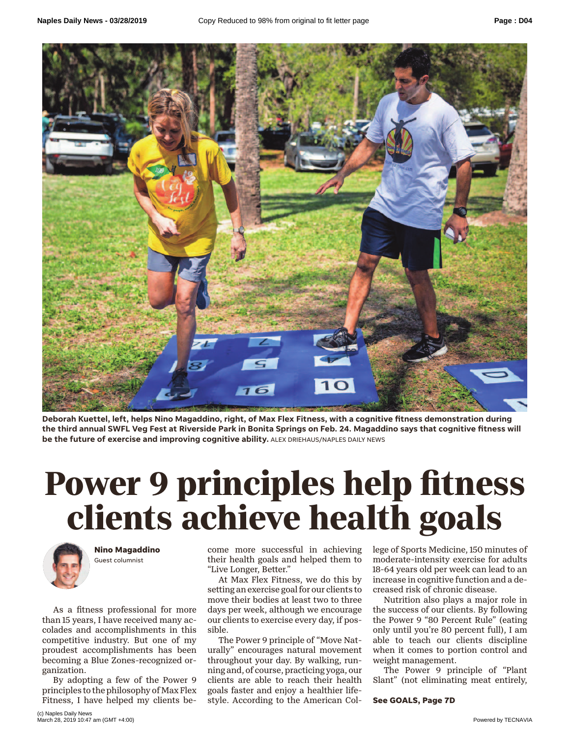Deborah Kuettel, left, helps Nino Magaddino, right, of Max Flex Fitness, with a cognitive fitness demonstration during the third annual SWFL Veg Fest at Riverside Park in Bonita Springs on Feb. 24. Magaddino says that cognitive fitness will be the future of exercise and improving cognitive ability. ALEX DRIEHAUS/NAPLES DAILY NEWS

# Power 9 principles help fitness clients achieve health goals

**Nino Magaddino**
Guest columnist

As a fitness professional for more than 15 years, I have received many accolades and accomplishments in this competitive industry. But one of my proudest accomplishments has been becoming a Blue Zones-recognized organization.

By adopting a few of the Power 9 principles to the philosophy of Max Flex Fitness, I have helped my clients become more successful in achieving their health goals and helped them to "Live Longer, Better."

At Max Flex Fitness, we do this by setting an exercise goal for our clients to move their bodies at least two to three days per week, although we encourage our clients to exercise every day, if possible.

The Power 9 principle of "Move Naturally" encourages natural movement throughout your day. By walking, running and, of course, practicing yoga, our clients are able to reach their health goals faster and enjoy a healthier lifestyle. According to the American College of Sports Medicine, 150 minutes of moderate-intensity exercise for adults 18-64 years old per week can lead to an increase in cognitive function and a decreased risk of chronic disease.

Nutrition also plays a major role in the success of our clients. By following the Power 9 "80 Percent Rule" (eating only until you're 80 percent full), I am able to teach our clients discipline when it comes to portion control and weight management.

The Power 9 principle of "Plant Slant" (not eliminating meat entirely,

**See GOALS, Page 7D**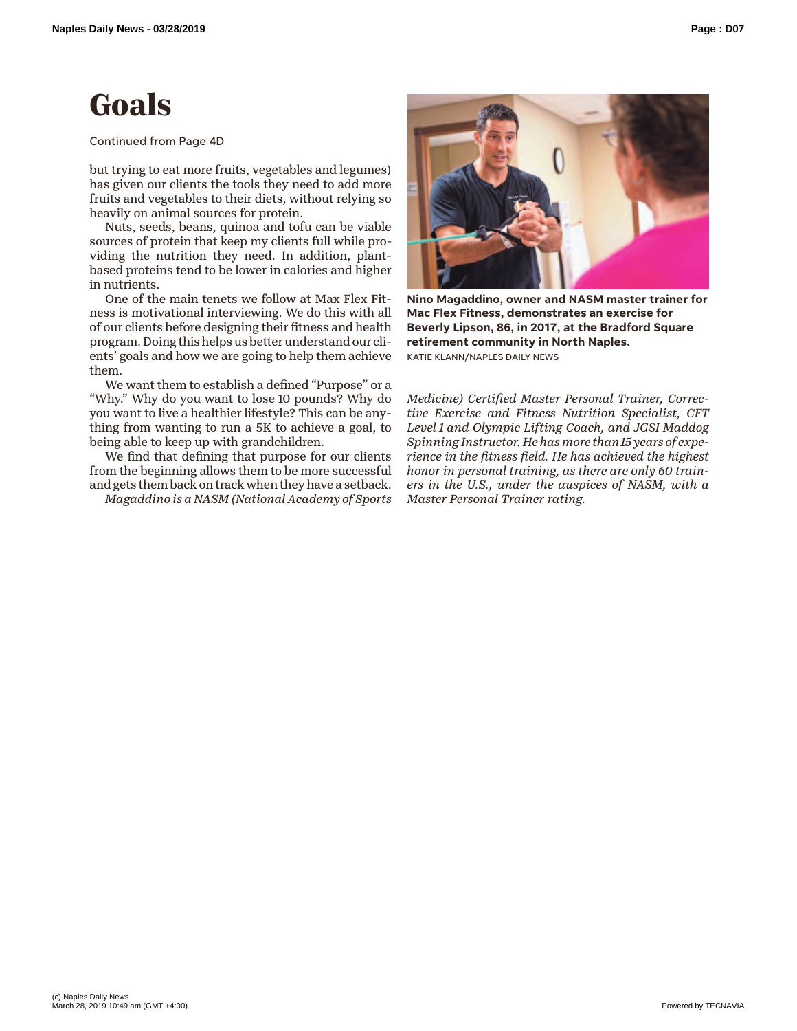# Goals

Continued from Page 4D

but trying to eat more fruits, vegetables and legumes) has given our clients the tools they need to add more fruits and vegetables to their diets, without relying so heavily on animal sources for protein.

Nuts, seeds, beans, quinoa and tofu can be viable sources of protein that keep my clients full while providing the nutrition they need. In addition, plant-based proteins tend to be lower in calories and higher in nutrients.

One of the main tenets we follow at Max Flex Fitness is motivational interviewing. We do this with all of our clients before designing their fitness and health program. Doing this helps us better understand our clients' goals and how we are going to help them achieve them.

We want them to establish a defined "Purpose" or a "Why." Why do you want to lose 10 pounds? Why do you want to live a healthier lifestyle? This can be anything from wanting to run a 5K to achieve a goal, to being able to keep up with grandchildren.

We find that defining that purpose for our clients from the beginning allows them to be more successful and gets them back on track when they have a setback.

*Magaddino is a NASM (National Academy of Sports Medicine) Certified Master Personal Trainer, Corrective Exercise and Fitness Nutrition Specialist, CFT Level 1 and Olympic Lifting Coach, and JGSI Maddog Spinning Instructor. He has more than 15 years of experience in the fitness field. He has achieved the highest honor in personal training, as there are only 60 trainers in the U.S., under the auspices of NASM, with a Master Personal Trainer rating.*

**Nino Magaddino, owner and NASM master trainer for Mac Flex Fitness, demonstrates an exercise for Beverly Lipson, 86, in 2017, at the Bradford Square retirement community in North Naples.**
KATIE KLANN/NAPLES DAILY NEWS